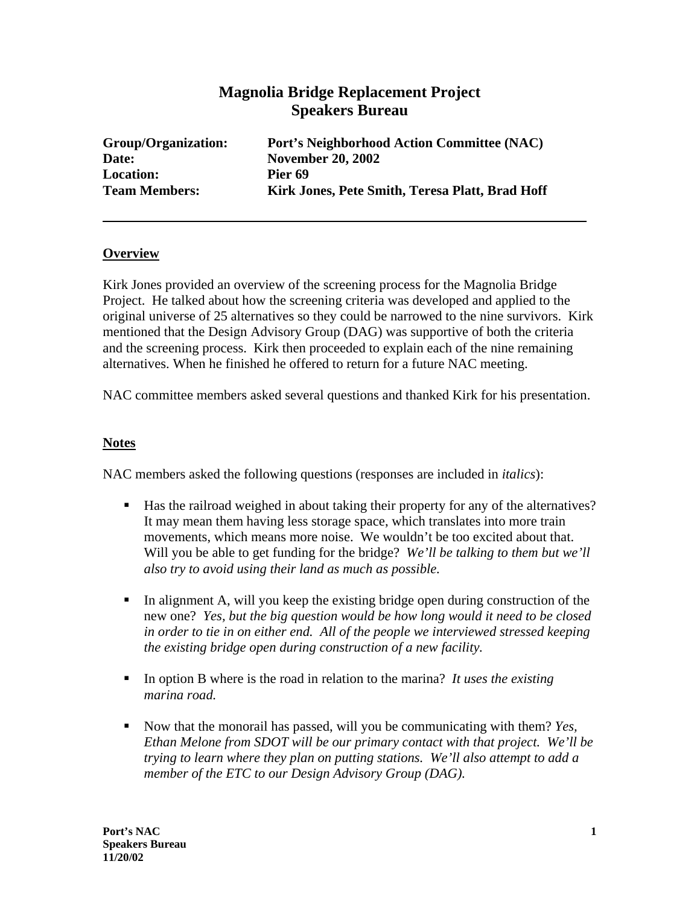# Magnolia Bridge Replacement Project
# Speakers Bureau

**Group/Organization:** **Port's Neighborhood Action Committee (NAC)**
**Date:** **November 20, 2002**
**Location:** **Pier 69**
**Team Members:** **Kirk Jones, Pete Smith, Teresa Platt, Brad Hoff**

---

## Overview

Kirk Jones provided an overview of the screening process for the Magnolia Bridge Project. He talked about how the screening criteria was developed and applied to the original universe of 25 alternatives so they could be narrowed to the nine survivors. Kirk mentioned that the Design Advisory Group (DAG) was supportive of both the criteria and the screening process. Kirk then proceeded to explain each of the nine remaining alternatives. When he finished he offered to return for a future NAC meeting.

NAC committee members asked several questions and thanked Kirk for his presentation.

## Notes

NAC members asked the following questions (responses are included in *italics*):

- Has the railroad weighed in about taking their property for any of the alternatives? It may mean them having less storage space, which translates into more train movements, which means more noise. We wouldn't be too excited about that. Will you be able to get funding for the bridge? *We'll be talking to them but we'll also try to avoid using their land as much as possible.*

- In alignment A, will you keep the existing bridge open during construction of the new one? *Yes, but the big question would be how long would it need to be closed in order to tie in on either end. All of the people we interviewed stressed keeping the existing bridge open during construction of a new facility.*

- In option B where is the road in relation to the marina? *It uses the existing marina road.*

- Now that the monorail has passed, will you be communicating with them? *Yes, Ethan Melone from SDOT will be our primary contact with that project. We'll be trying to learn where they plan on putting stations. We'll also attempt to add a member of the ETC to our Design Advisory Group (DAG).*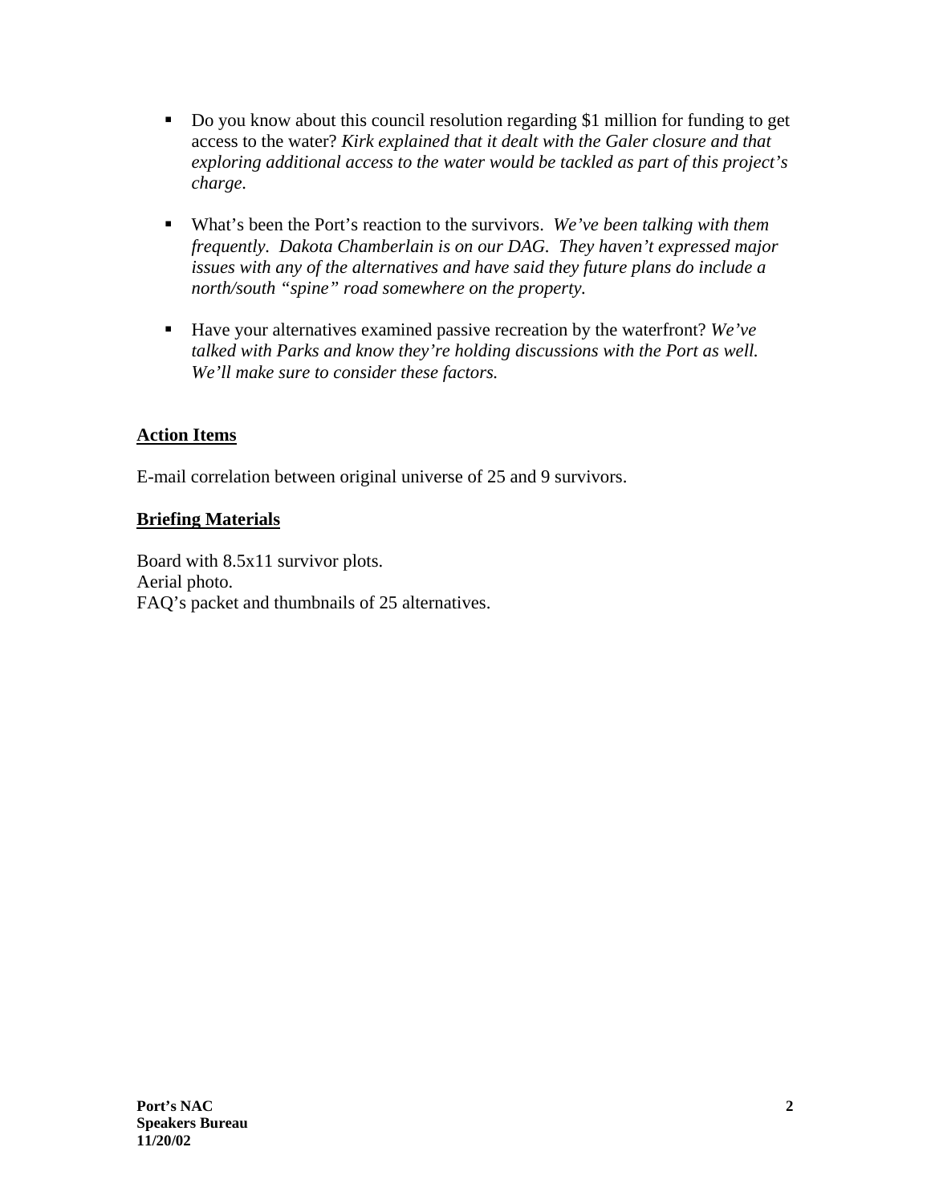- Do you know about this council resolution regarding $1 million for funding to get access to the water? *Kirk explained that it dealt with the Galer closure and that exploring additional access to the water would be tackled as part of this project's charge.*

- What's been the Port's reaction to the survivors. *We've been talking with them frequently. Dakota Chamberlain is on our DAG. They haven't expressed major issues with any of the alternatives and have said they future plans do include a north/south "spine" road somewhere on the property.*

- Have your alternatives examined passive recreation by the waterfront? *We've talked with Parks and know they're holding discussions with the Port as well. We'll make sure to consider these factors.*

**Action Items**

E-mail correlation between original universe of 25 and 9 survivors.

**Briefing Materials**

Board with 8.5x11 survivor plots.
Aerial photo.
FAQ's packet and thumbnails of 25 alternatives.